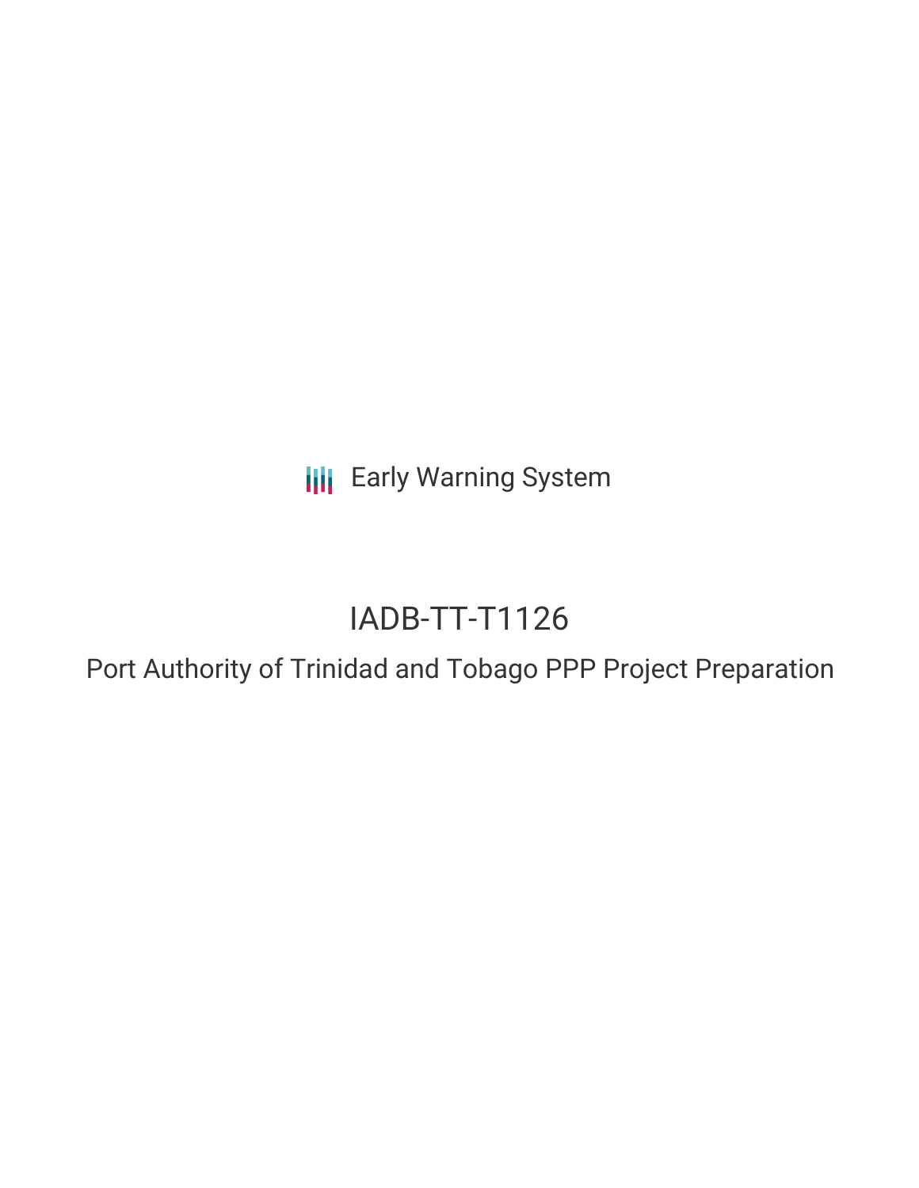Early Warning System

# IADB-TT-T1126

## Port Authority of Trinidad and Tobago PPP Project Preparation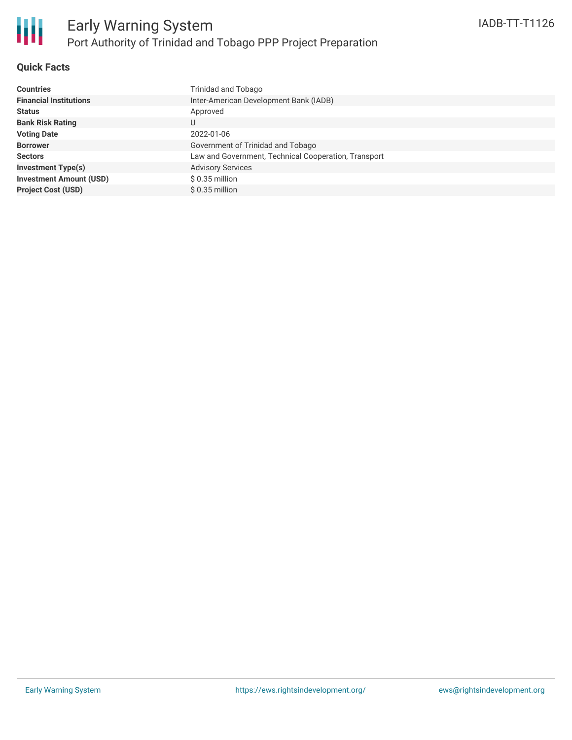# Early Warning System

## Port Authority of Trinidad and Tobago PPP Project Preparation

IADB-TT-T1126

### Quick Facts

| | |
|---|---|
| **Countries** | Trinidad and Tobago |
| **Financial Institutions** | Inter-American Development Bank (IADB) |
| **Status** | Approved |
| **Bank Risk Rating** | U |
| **Voting Date** | 2022-01-06 |
| **Borrower** | Government of Trinidad and Tobago |
| **Sectors** | Law and Government, Technical Cooperation, Transport |
| **Investment Type(s)** | Advisory Services |
| **Investment Amount (USD)** | $ 0.35 million |
| **Project Cost (USD)** | $ 0.35 million |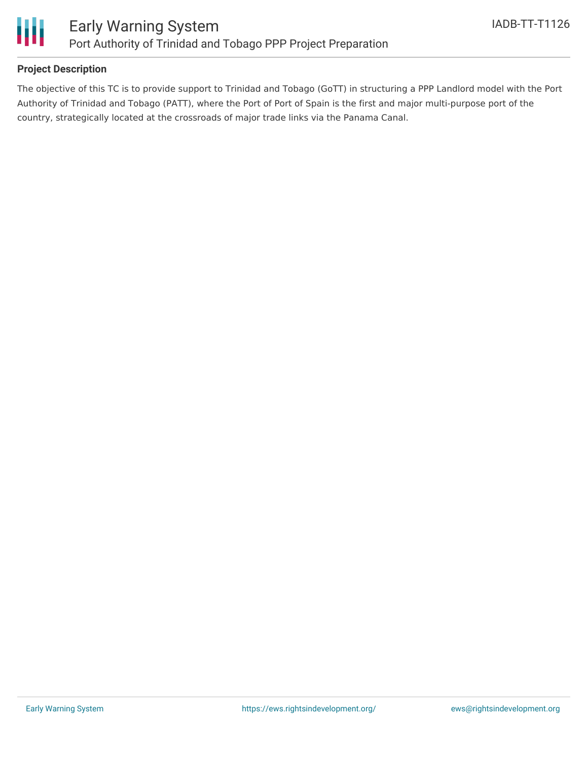**Project Description**

The objective of this TC is to provide support to Trinidad and Tobago (GoTT) in structuring a PPP Landlord model with the Port Authority of Trinidad and Tobago (PATT), where the Port of Port of Spain is the first and major multi-purpose port of the country, strategically located at the crossroads of major trade links via the Panama Canal.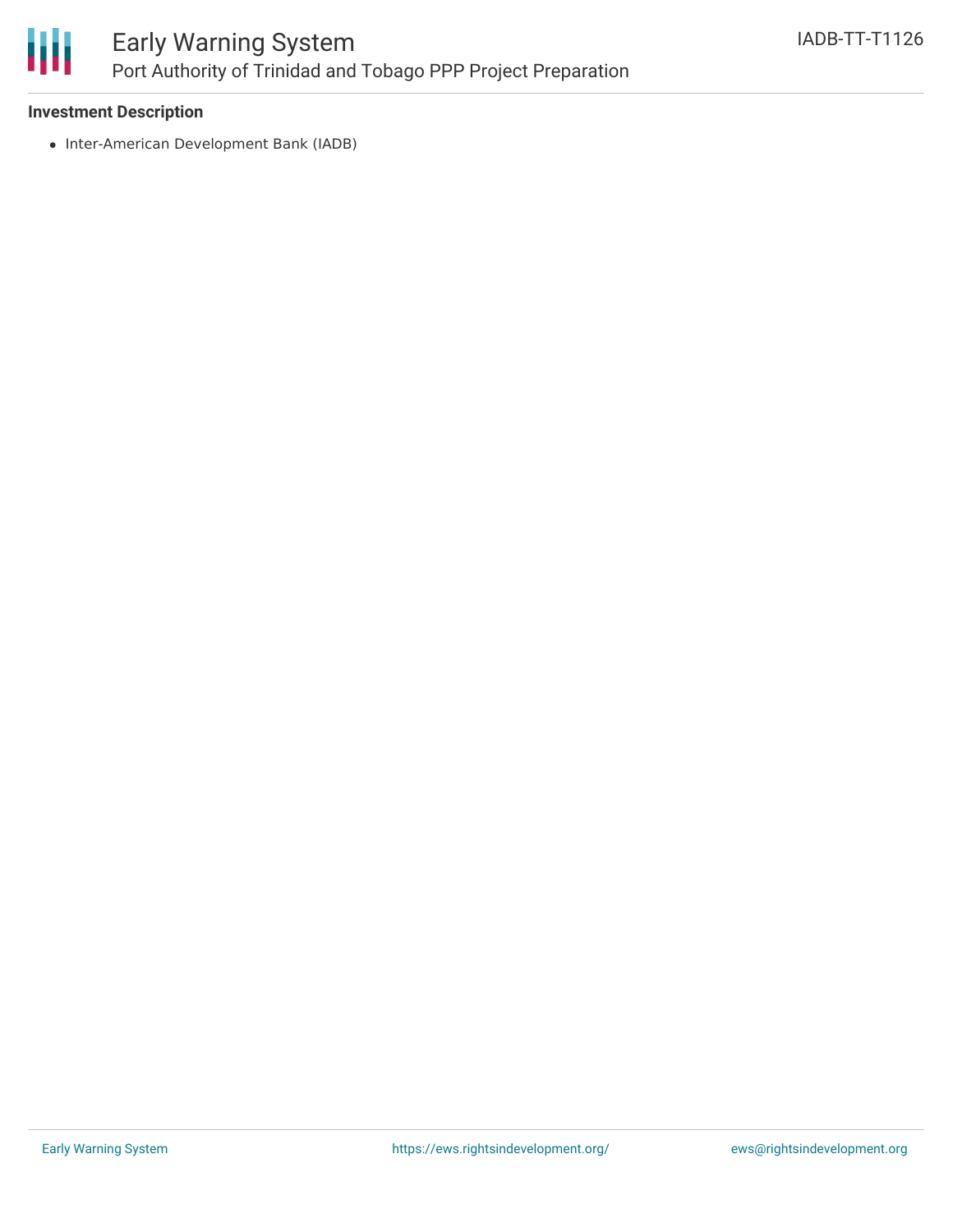**Investment Description**

- Inter-American Development Bank (IADB)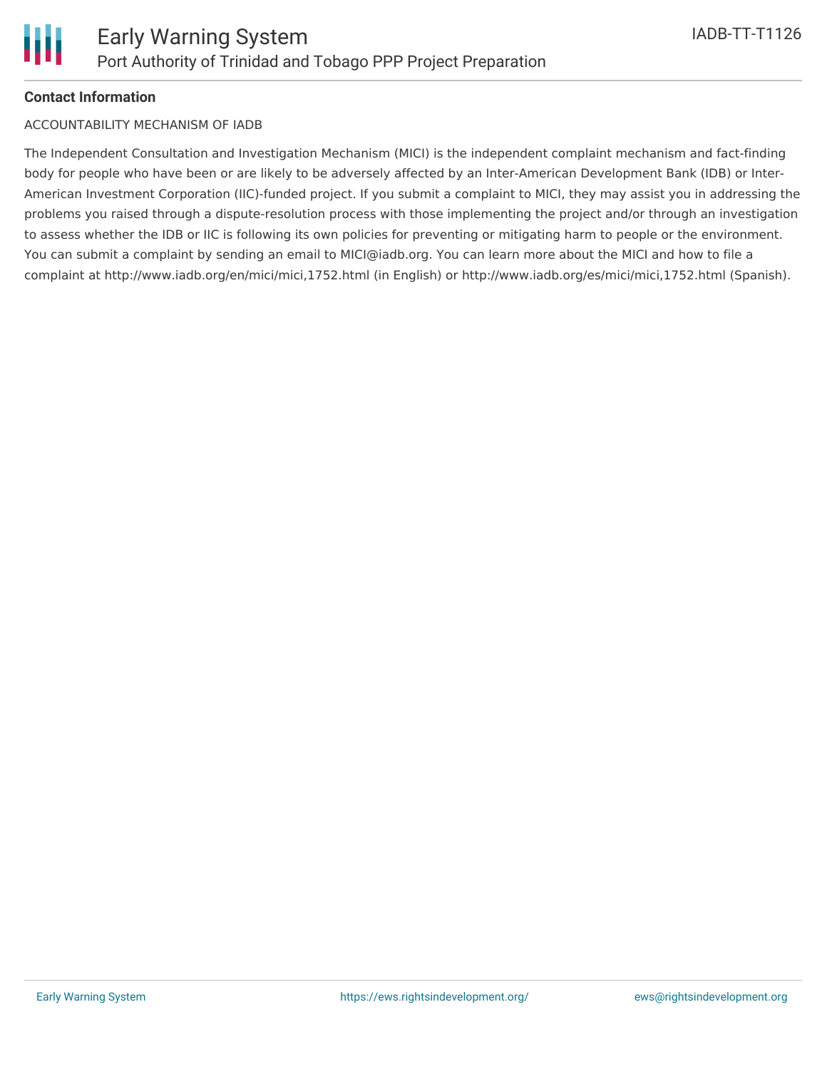**Contact Information**

ACCOUNTABILITY MECHANISM OF IADB

The Independent Consultation and Investigation Mechanism (MICI) is the independent complaint mechanism and fact-finding body for people who have been or are likely to be adversely affected by an Inter-American Development Bank (IDB) or Inter-American Investment Corporation (IIC)-funded project. If you submit a complaint to MICI, they may assist you in addressing the problems you raised through a dispute-resolution process with those implementing the project and/or through an investigation to assess whether the IDB or IIC is following its own policies for preventing or mitigating harm to people or the environment. You can submit a complaint by sending an email to MICI@iadb.org. You can learn more about the MICI and how to file a complaint at http://www.iadb.org/en/mici/mici,1752.html (in English) or http://www.iadb.org/es/mici/mici,1752.html (Spanish).